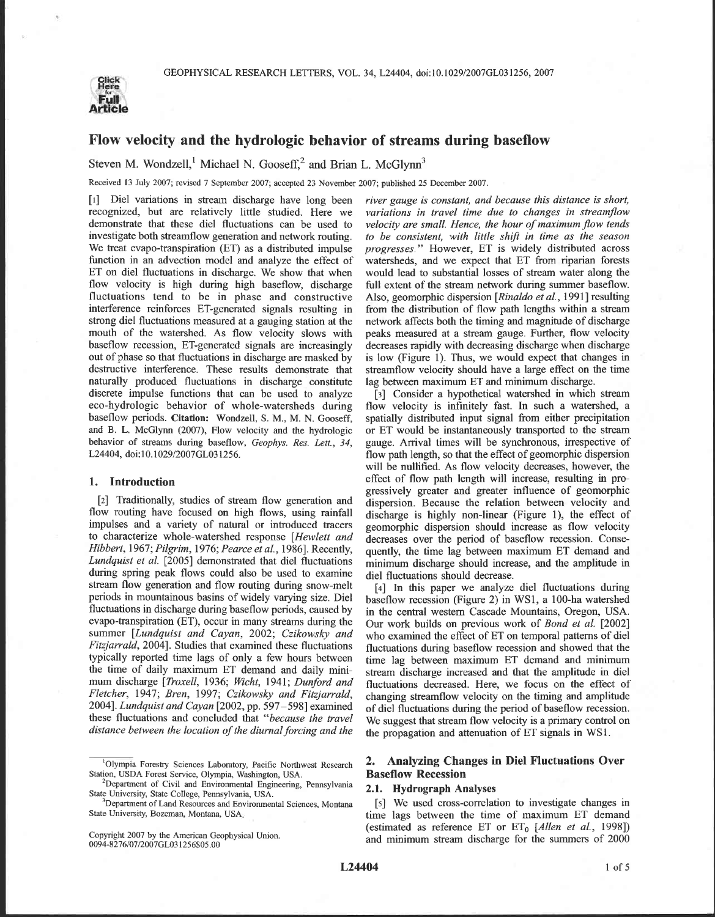# Flow velocity and the hydrologic behavior of streams during baseflow

Steven M. Wondzell,[1] Michael N. Gooseff,[2] and Brian L. McGlynn[3]

Received 13 July 2007; revised 7 September 2007; accepted 23 November 2007; published 25 December 2007.

[1] Diel variations in stream discharge have long been recognized, but are relatively little studied. Here we demonstrate that these diel fluctuations can be used to investigate both streamflow generation and network routing. We treat evapo-transpiration (ET) as a distributed impulse function in an advection model and analyze the effect of ET on diel fluctuations in discharge. We show that when flow velocity is high during high baseflow, discharge fluctuations tend to be in phase and constructive interference reinforces ET-generated signals resulting in strong diel fluctuations measured at a gauging station at the mouth of the watershed. As flow velocity slows with baseflow recession, ET-generated signals are increasingly out of phase so that fluctuations in discharge are masked by destructive interference. These results demonstrate that naturally produced fluctuations in discharge constitute discrete impulse functions that can be used to analyze eco-hydrologic behavior of whole-watersheds during baseflow periods. **Citation:** Wondzell, S. M., M. N. Gooseff, and B. L. McGlynn (2007), Flow velocity and the hydrologic behavior of streams during baseflow, *Geophys. Res. Lett.*, *34*, L24404, doi:10.1029/2007GL031256.

## 1. Introduction

[2] Traditionally, studies of stream flow generation and flow routing have focused on high flows, using rainfall impulses and a variety of natural or introduced tracers to characterize whole-watershed response [*Hewlett and Hibbert*, 1967; *Pilgrim*, 1976; *Pearce et al.*, 1986]. Recently, *Lundquist et al.* [2005] demonstrated that diel fluctuations during spring peak flows could also be used to examine stream flow generation and flow routing during snow-melt periods in mountainous basins of widely varying size. Diel fluctuations in discharge during baseflow periods, caused by evapo-transpiration (ET), occur in many streams during the summer [*Lundquist and Cayan*, 2002; *Czikowsky and Fitzjarrald*, 2004]. Studies that examined these fluctuations typically reported time lags of only a few hours between the time of daily maximum ET demand and daily minimum discharge [*Troxell*, 1936; *Wicht*, 1941; *Dunford and Fletcher*, 1947; *Bren*, 1997; *Czikowsky and Fitzjarrald*, 2004]. *Lundquist and Cayan* [2002, pp. 597–598] examined these fluctuations and concluded that "*because the travel distance between the location of the diurnal forcing and the river gauge is constant, and because this distance is short, variations in travel time due to changes in streamflow velocity are small. Hence, the hour of maximum flow tends to be consistent, with little shift in time as the season progresses.*" However, ET is widely distributed across watersheds, and we expect that ET from riparian forests would lead to substantial losses of stream water along the full extent of the stream network during summer baseflow. Also, geomorphic dispersion [*Rinaldo et al.*, 1991] resulting from the distribution of flow path lengths within a stream network affects both the timing and magnitude of discharge peaks measured at a stream gauge. Further, flow velocity decreases rapidly with decreasing discharge when discharge is low (Figure 1). Thus, we would expect that changes in streamflow velocity should have a large effect on the time lag between maximum ET and minimum discharge.

[3] Consider a hypothetical watershed in which stream flow velocity is infinitely fast. In such a watershed, a spatially distributed input signal from either precipitation or ET would be instantaneously transported to the stream gauge. Arrival times will be synchronous, irrespective of flow path length, so that the effect of geomorphic dispersion will be nullified. As flow velocity decreases, however, the effect of flow path length will increase, resulting in progressively greater and greater influence of geomorphic dispersion. Because the relation between velocity and discharge is highly non-linear (Figure 1), the effect of geomorphic dispersion should increase as flow velocity decreases over the period of baseflow recession. Consequently, the time lag between maximum ET demand and minimum discharge should increase, and the amplitude in diel fluctuations should decrease.

[4] In this paper we analyze diel fluctuations during baseflow recession (Figure 2) in WS1, a 100-ha watershed in the central western Cascade Mountains, Oregon, USA. Our work builds on previous work of *Bond et al.* [2002] who examined the effect of ET on temporal patterns of diel fluctuations during baseflow recession and showed that the time lag between maximum ET demand and minimum stream discharge increased and that the amplitude in diel fluctuations decreased. Here, we focus on the effect of changing streamflow velocity on the timing and amplitude of diel fluctuations during the period of baseflow recession. We suggest that stream flow velocity is a primary control on the propagation and attenuation of ET signals in WS1.

## 2. Analyzing Changes in Diel Fluctuations Over Baseflow Recession

### 2.1. Hydrograph Analyses

[5] We used cross-correlation to investigate changes in time lags between the time of maximum ET demand (estimated as reference ET or $ET_0$ [*Allen et al.*, 1998]) and minimum stream discharge for the summers of 2000

[1] Olympia Forestry Sciences Laboratory, Pacific Northwest Research Station, USDA Forest Service, Olympia, Washington, USA.

[2] Department of Civil and Environmental Engineering, Pennsylvania State University, State College, Pennsylvania, USA.

[3] Department of Land Resources and Environmental Sciences, Montana State University, Bozeman, Montana, USA.

Copyright 2007 by the American Geophysical Union.
0094-8276/07/2007GL031256$05.00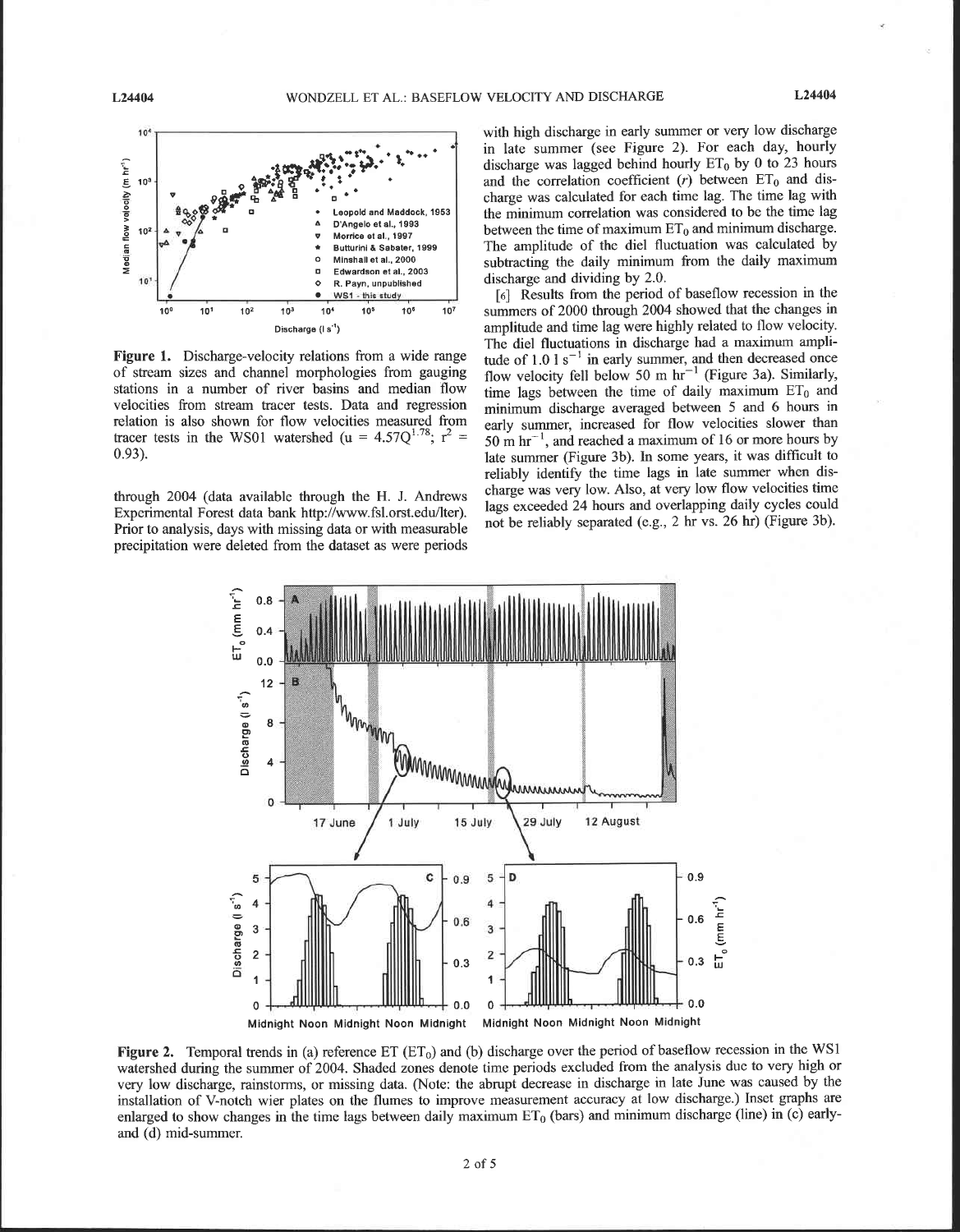Figure 1. Discharge-velocity relations from a wide range of stream sizes and channel morphologies from gauging stations in a number of river basins and median flow velocities from stream tracer tests. Data and regression relation is also shown for flow velocities measured from tracer tests in the WS01 watershed ($u = 4.57Q^{1.78}$; $r^2 = 0.93$).

through 2004 (data available through the H. J. Andrews Experimental Forest data bank http://www.fsl.orst.edu/lter). Prior to analysis, days with missing data or with measurable precipitation were deleted from the dataset as were periods with high discharge in early summer or very low discharge in late summer (see Figure 2). For each day, hourly discharge was lagged behind hourly $ET_0$ by 0 to 23 hours and the correlation coefficient ($r$) between $ET_0$ and discharge was calculated for each time lag. The time lag with the minimum correlation was considered to be the time lag between the time of maximum $ET_0$ and minimum discharge. The amplitude of the diel fluctuation was calculated by subtracting the daily minimum from the daily maximum discharge and dividing by 2.0.

[6] Results from the period of baseflow recession in the summers of 2000 through 2004 showed that the changes in amplitude and time lag were highly related to flow velocity. The diel fluctuations in discharge had a maximum amplitude of 1.0 l $s^{-1}$ in early summer, and then decreased once flow velocity fell below 50 m $hr^{-1}$ (Figure 3a). Similarly, time lags between the time of daily maximum $ET_0$ and minimum discharge averaged between 5 and 6 hours in early summer, increased for flow velocities slower than 50 m $hr^{-1}$, and reached a maximum of 16 or more hours by late summer (Figure 3b). In some years, it was difficult to reliably identify the time lags in late summer when discharge was very low. Also, at very low flow velocities time lags exceeded 24 hours and overlapping daily cycles could not be reliably separated (e.g., 2 hr vs. 26 hr) (Figure 3b).

Figure 2. Temporal trends in (a) reference ET ($ET_0$) and (b) discharge over the period of baseflow recession in the WS1 watershed during the summer of 2004. Shaded zones denote time periods excluded from the analysis due to very high or very low discharge, rainstorms, or missing data. (Note: the abrupt decrease in discharge in late June was caused by the installation of V-notch wier plates on the flumes to improve measurement accuracy at low discharge.) Inset graphs are enlarged to show changes in the time lags between daily maximum $ET_0$ (bars) and minimum discharge (line) in (c) early- and (d) mid-summer.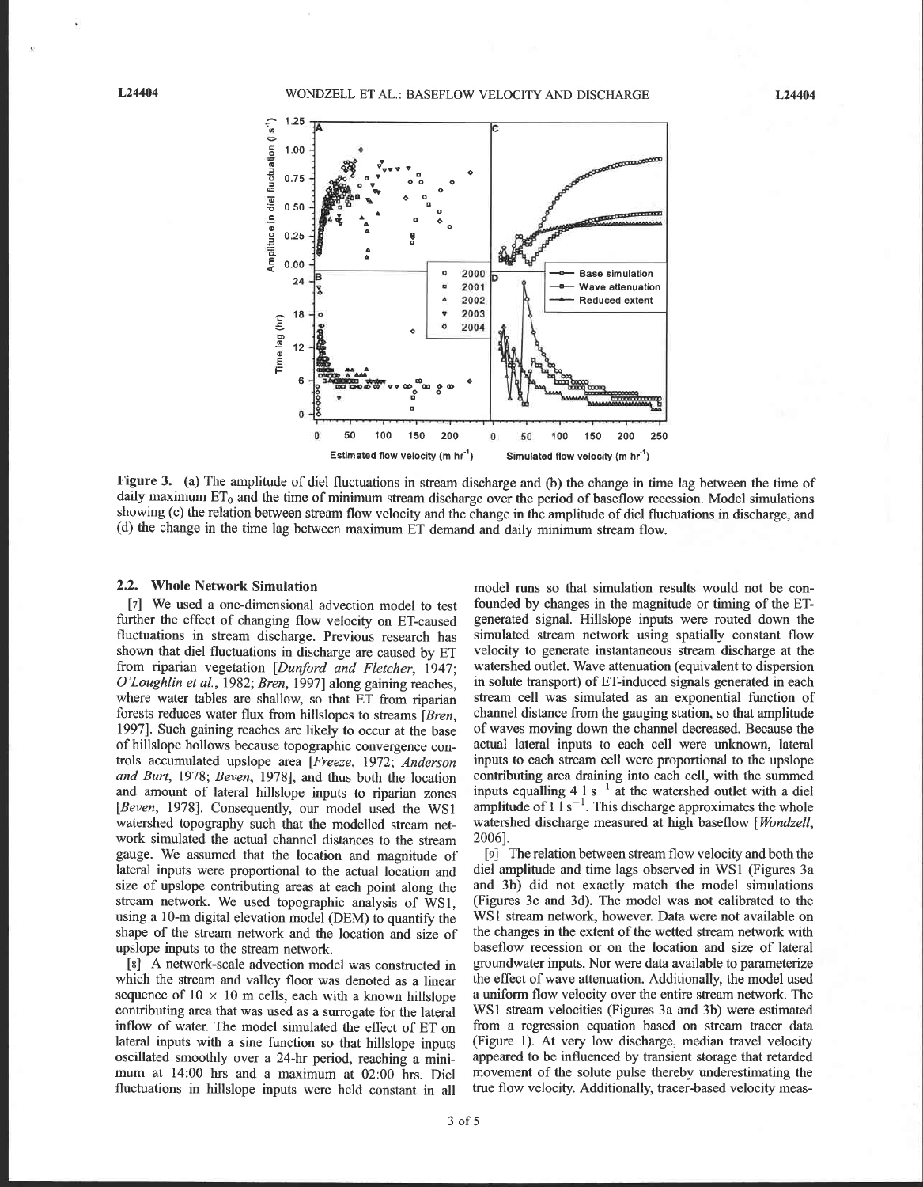Figure 3. (a) The amplitude of diel fluctuations in stream discharge and (b) the change in time lag between the time of daily maximum $ET_0$ and the time of minimum stream discharge over the period of baseflow recession. Model simulations showing (c) the relation between stream flow velocity and the change in the amplitude of diel fluctuations in discharge, and (d) the change in the time lag between maximum ET demand and daily minimum stream flow.

### 2.2. Whole Network Simulation

[7] We used a one-dimensional advection model to test further the effect of changing flow velocity on ET-caused fluctuations in stream discharge. Previous research has shown that diel fluctuations in discharge are caused by ET from riparian vegetation [*Dunford and Fletcher*, 1947; *O'Loughlin et al.*, 1982; *Bren*, 1997] along gaining reaches, where water tables are shallow, so that ET from riparian forests reduces water flux from hillslopes to streams [*Bren*, 1997]. Such gaining reaches are likely to occur at the base of hillslope hollows because topographic convergence controls accumulated upslope area [*Freeze*, 1972; *Anderson and Burt*, 1978; *Beven*, 1978], and thus both the location and amount of lateral hillslope inputs to riparian zones [*Beven*, 1978]. Consequently, our model used the WS1 watershed topography such that the modelled stream network simulated the actual channel distances to the stream gauge. We assumed that the location and magnitude of lateral inputs were proportional to the actual location and size of upslope contributing areas at each point along the stream network. We used topographic analysis of WS1, using a 10-m digital elevation model (DEM) to quantify the shape of the stream network and the location and size of upslope inputs to the stream network.

[8] A network-scale advection model was constructed in which the stream and valley floor was denoted as a linear sequence of 10 × 10 m cells, each with a known hillslope contributing area that was used as a surrogate for the lateral inflow of water. The model simulated the effect of ET on lateral inputs with a sine function so that hillslope inputs oscillated smoothly over a 24-hr period, reaching a minimum at 14:00 hrs and a maximum at 02:00 hrs. Diel fluctuations in hillslope inputs were held constant in all model runs so that simulation results would not be confounded by changes in the magnitude or timing of the ET-generated signal. Hillslope inputs were routed down the simulated stream network using spatially constant flow velocity to generate instantaneous stream discharge at the watershed outlet. Wave attenuation (equivalent to dispersion in solute transport) of ET-induced signals generated in each stream cell was simulated as an exponential function of channel distance from the gauging station, so that amplitude of waves moving down the channel decreased. Because the actual lateral inputs to each cell were unknown, lateral inputs to each stream cell were proportional to the upslope contributing area draining into each cell, with the summed inputs equalling 4 l $s^{-1}$ at the watershed outlet with a diel amplitude of 1 l $s^{-1}$. This discharge approximates the whole watershed discharge measured at high baseflow [*Wondzell*, 2006].

[9] The relation between stream flow velocity and both the diel amplitude and time lags observed in WS1 (Figures 3a and 3b) did not exactly match the model simulations (Figures 3c and 3d). The model was not calibrated to the WS1 stream network, however. Data were not available on the changes in the extent of the wetted stream network with baseflow recession or on the location and size of lateral groundwater inputs. Nor were data available to parameterize the effect of wave attenuation. Additionally, the model used a uniform flow velocity over the entire stream network. The WS1 stream velocities (Figures 3a and 3b) were estimated from a regression equation based on stream tracer data (Figure 1). At very low discharge, median travel velocity appeared to be influenced by transient storage that retarded movement of the solute pulse thereby underestimating the true flow velocity. Additionally, tracer-based velocity meas-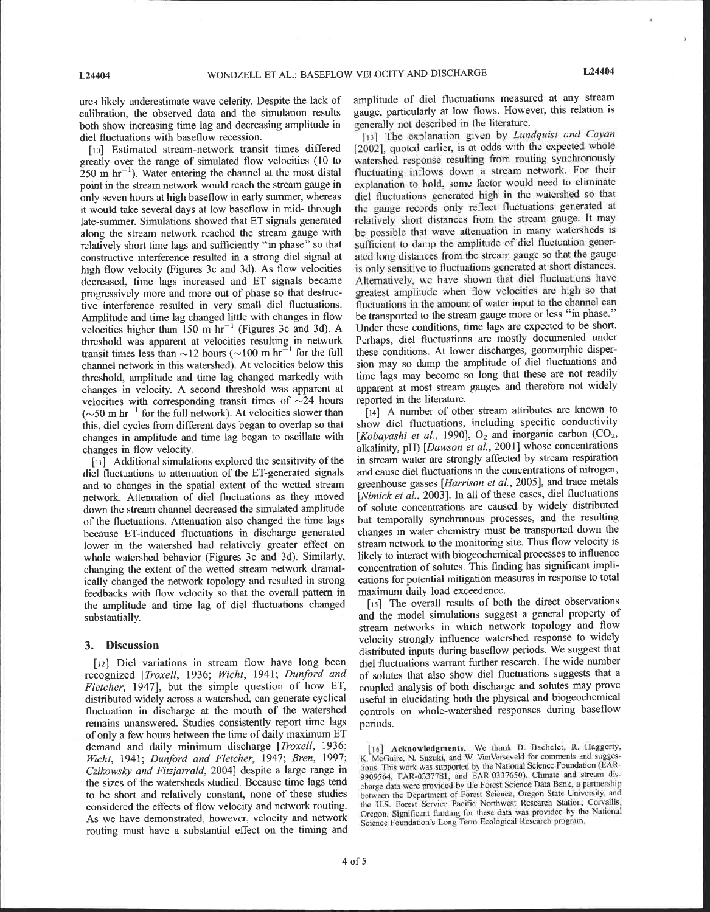ures likely underestimate wave celerity. Despite the lack of calibration, the observed data and the simulation results both show increasing time lag and decreasing amplitude in diel fluctuations with baseflow recession.

[10] Estimated stream-network transit times differed greatly over the range of simulated flow velocities (10 to 250 m $hr^{-1}$). Water entering the channel at the most distal point in the stream network would reach the stream gauge in only seven hours at high baseflow in early summer, whereas it would take several days at low baseflow in mid- through late-summer. Simulations showed that ET signals generated along the stream network reached the stream gauge with relatively short time lags and sufficiently "in phase" so that constructive interference resulted in a strong diel signal at high flow velocity (Figures 3c and 3d). As flow velocities decreased, time lags increased and ET signals became progressively more and more out of phase so that destructive interference resulted in very small diel fluctuations. Amplitude and time lag changed little with changes in flow velocities higher than 150 m $hr^{-1}$ (Figures 3c and 3d). A threshold was apparent at velocities resulting in network transit times less than ~12 hours (~100 m $hr^{-1}$ for the full channel network in this watershed). At velocities below this threshold, amplitude and time lag changed markedly with changes in velocity. A second threshold was apparent at velocities with corresponding transit times of ~24 hours (~50 m $hr^{-1}$ for the full network). At velocities slower than this, diel cycles from different days began to overlap so that changes in amplitude and time lag began to oscillate with changes in flow velocity.

[11] Additional simulations explored the sensitivity of the diel fluctuations to attenuation of the ET-generated signals and to changes in the spatial extent of the wetted stream network. Attenuation of diel fluctuations as they moved down the stream channel decreased the simulated amplitude of the fluctuations. Attenuation also changed the time lags because ET-induced fluctuations in discharge generated lower in the watershed had relatively greater effect on whole watershed behavior (Figures 3c and 3d). Similarly, changing the extent of the wetted stream network dramatically changed the network topology and resulted in strong feedbacks with flow velocity so that the overall pattern in the amplitude and time lag of diel fluctuations changed substantially.

## 3. Discussion

[12] Diel variations in stream flow have long been recognized [*Troxell*, 1936; *Wicht*, 1941; *Dunford and Fletcher*, 1947], but the simple question of how ET, distributed widely across a watershed, can generate cyclical fluctuation in discharge at the mouth of the watershed remains unanswered. Studies consistently report time lags of only a few hours between the time of daily maximum ET demand and daily minimum discharge [*Troxell*, 1936; *Wicht*, 1941; *Dunford and Fletcher*, 1947; *Bren*, 1997; *Czikowsky and Fitzjarrald*, 2004] despite a large range in the sizes of the watersheds studied. Because time lags tend to be short and relatively constant, none of these studies considered the effects of flow velocity and network routing. As we have demonstrated, however, velocity and network routing must have a substantial effect on the timing and amplitude of diel fluctuations measured at any stream gauge, particularly at low flows. However, this relation is generally not described in the literature.

[13] The explanation given by *Lundquist and Cayan* [2002], quoted earlier, is at odds with the expected whole watershed response resulting from routing synchronously fluctuating inflows down a stream network. For their explanation to hold, some factor would need to eliminate diel fluctuations generated high in the watershed so that the gauge records only reflect fluctuations generated at relatively short distances from the stream gauge. It may be possible that wave attenuation in many watersheds is sufficient to damp the amplitude of diel fluctuation generated long distances from the stream gauge so that the gauge is only sensitive to fluctuations generated at short distances. Alternatively, we have shown that diel fluctuations have greatest amplitude when flow velocities are high so that fluctuations in the amount of water input to the channel can be transported to the stream gauge more or less "in phase." Under these conditions, time lags are expected to be short. Perhaps, diel fluctuations are mostly documented under these conditions. At lower discharges, geomorphic dispersion may so damp the amplitude of diel fluctuations and time lags may become so long that these are not readily apparent at most stream gauges and therefore not widely reported in the literature.

[14] A number of other stream attributes are known to show diel fluctuations, including specific conductivity [*Kobayashi et al.*, 1990], $O_2$ and inorganic carbon ($CO_2$, alkalinity, pH) [*Dawson et al.*, 2001] whose concentrations in stream water are strongly affected by stream respiration and cause diel fluctuations in the concentrations of nitrogen, greenhouse gasses [*Harrison et al.*, 2005], and trace metals [*Nimick et al.*, 2003]. In all of these cases, diel fluctuations of solute concentrations are caused by widely distributed but temporally synchronous processes, and the resulting changes in water chemistry must be transported down the stream network to the monitoring site. Thus flow velocity is likely to interact with biogeochemical processes to influence concentration of solutes. This finding has significant implications for potential mitigation measures in response to total maximum daily load exceedence.

[15] The overall results of both the direct observations and the model simulations suggest a general property of stream networks in which network topology and flow velocity strongly influence watershed response to widely distributed inputs during baseflow periods. We suggest that diel fluctuations warrant further research. The wide number of solutes that also show diel fluctuations suggests that a coupled analysis of both discharge and solutes may prove useful in elucidating both the physical and biogeochemical controls on whole-watershed responses during baseflow periods.

[16] **Acknowledgments.** We thank D. Bachelet, R. Haggerty, K. McGuire, N. Suzuki, and W. VanVerseveld for comments and suggestions. This work was supported by the National Science Foundation (EAR-9909564, EAR-0337781, and EAR-0337650). Climate and stream discharge data were provided by the Forest Science Data Bank, a partnership between the Department of Forest Science, Oregon State University, and the U.S. Forest Service Pacific Northwest Research Station, Corvallis, Oregon. Significant funding for these data was provided by the National Science Foundation's Long-Term Ecological Research program.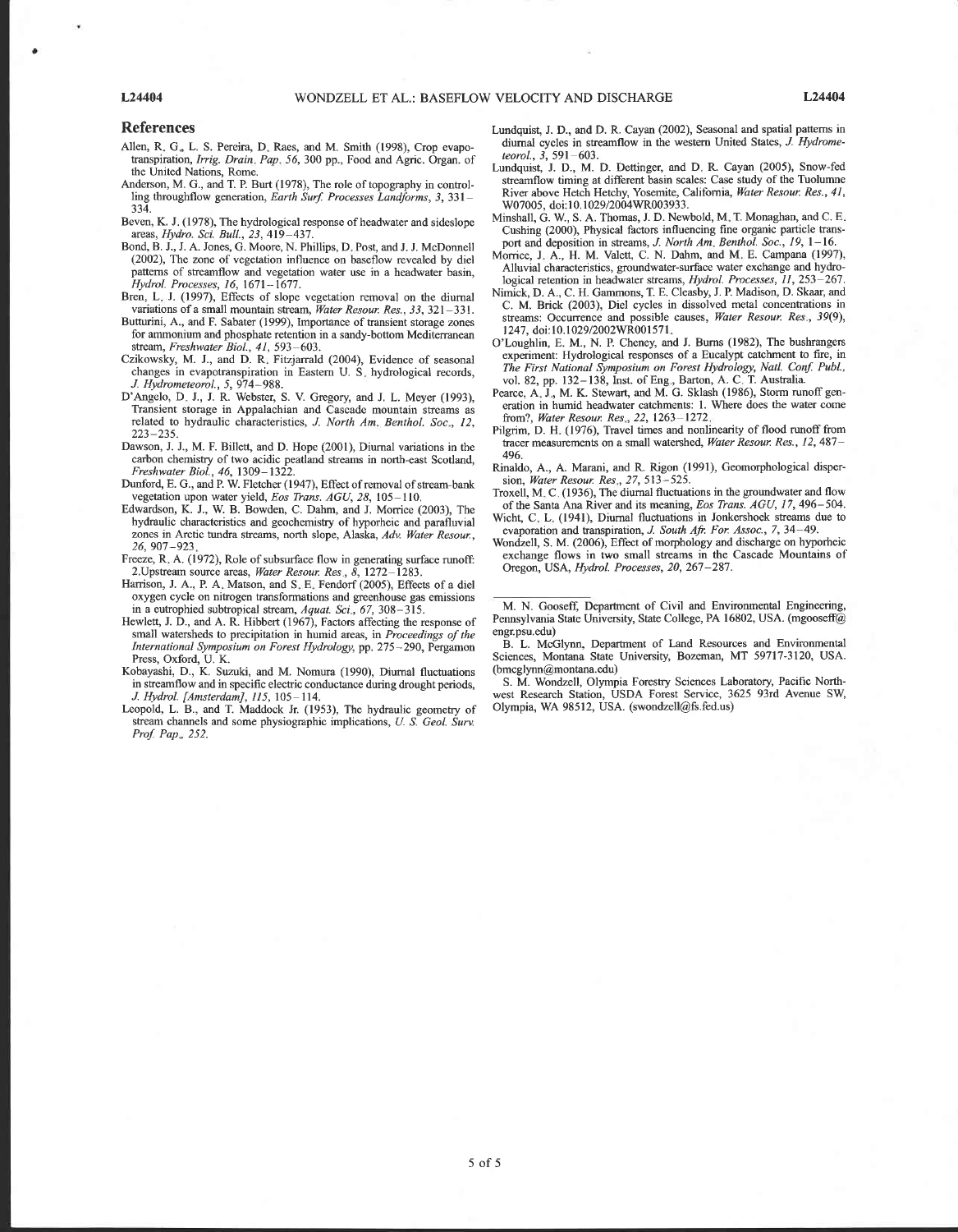## References

Allen, R. G., L. S. Pereira, D. Raes, and M. Smith (1998), Crop evapotranspiration, *Irrig. Drain. Pap. 56*, 300 pp., Food and Agric. Organ. of the United Nations, Rome.

Anderson, M. G., and T. P. Burt (1978), The role of topography in controlling throughflow generation, *Earth Surf. Processes Landforms*, *3*, 331–334.

Beven, K. J. (1978), The hydrological response of headwater and sideslope areas, *Hydro. Sci. Bull.*, *23*, 419–437.

Bond, B. J., J. A. Jones, G. Moore, N. Phillips, D. Post, and J. J. McDonnell (2002), The zone of vegetation influence on baseflow revealed by diel patterns of streamflow and vegetation water use in a headwater basin, *Hydrol. Processes*, *16*, 1671–1677.

Bren, L. J. (1997), Effects of slope vegetation removal on the diurnal variations of a small mountain stream, *Water Resour. Res.*, *33*, 321–331.

Butturini, A., and F. Sabater (1999), Importance of transient storage zones for ammonium and phosphate retention in a sandy-bottom Mediterranean stream, *Freshwater Biol.*, *41*, 593–603.

Czikowsky, M. J., and D. R. Fitzjarrald (2004), Evidence of seasonal changes in evapotranspiration in Eastern U. S. hydrological records, *J. Hydrometeorol.*, *5*, 974–988.

D'Angelo, D. J., J. R. Webster, S. V. Gregory, and J. L. Meyer (1993), Transient storage in Appalachian and Cascade mountain streams as related to hydraulic characteristics, *J. North Am. Benthol. Soc.*, *12*, 223–235.

Dawson, J. J., M. F. Billett, and D. Hope (2001), Diurnal variations in the carbon chemistry of two acidic peatland streams in north-east Scotland, *Freshwater Biol.*, *46*, 1309–1322.

Dunford, E. G., and P. W. Fletcher (1947), Effect of removal of stream-bank vegetation upon water yield, *Eos Trans. AGU*, *28*, 105–110.

Edwardson, K. J., W. B. Bowden, C. Dahm, and J. Morrice (2003), The hydraulic characteristics and geochemistry of hyporheic and parafluvial zones in Arctic tundra streams, north slope, Alaska, *Adv. Water Resour.*, *26*, 907–923.

Freeze, R. A. (1972), Role of subsurface flow in generating surface runoff: 2.Upstream source areas, *Water Resour. Res.*, *8*, 1272–1283.

Harrison, J. A., P. A. Matson, and S. E. Fendorf (2005), Effects of a diel oxygen cycle on nitrogen transformations and greenhouse gas emissions in a eutrophied subtropical stream, *Aquat. Sci.*, *67*, 308–315.

Hewlett, J. D., and A. R. Hibbert (1967), Factors affecting the response of small watersheds to precipitation in humid areas, in *Proceedings of the International Symposium on Forest Hydrology*, pp. 275–290, Pergamon Press, Oxford, U. K.

Kobayashi, D., K. Suzuki, and M. Nomura (1990), Diurnal fluctuations in streamflow and in specific electric conductance during drought periods, *J. Hydrol. [Amsterdam]*, *115*, 105–114.

Leopold, L. B., and T. Maddock Jr. (1953), The hydraulic geometry of stream channels and some physiographic implications, *U. S. Geol. Surv. Prof. Pap., 252*.

Lundquist, J. D., and D. R. Cayan (2002), Seasonal and spatial patterns in diurnal cycles in streamflow in the western United States, *J. Hydrometeorol.*, *3*, 591–603.

Lundquist, J. D., M. D. Dettinger, and D. R. Cayan (2005), Snow-fed streamflow timing at different basin scales: Case study of the Tuolumne River above Hetch Hetchy, Yosemite, California, *Water Resour. Res.*, *41*, W07005, doi:10.1029/2004WR003933.

Minshall, G. W., S. A. Thomas, J. D. Newbold, M. T. Monaghan, and C. E. Cushing (2000), Physical factors influencing fine organic particle transport and deposition in streams, *J. North Am. Benthol. Soc.*, *19*, 1–16.

Morrice, J. A., H. M. Valett, C. N. Dahm, and M. E. Campana (1997), Alluvial characteristics, groundwater-surface water exchange and hydrological retention in headwater streams, *Hydrol. Processes*, *11*, 253–267.

Nimick, D. A., C. H. Gammons, T. E. Cleasby, J. P. Madison, D. Skaar, and C. M. Brick (2003), Diel cycles in dissolved metal concentrations in streams: Occurrence and possible causes, *Water Resour. Res.*, *39*(9), 1247, doi:10.1029/2002WR001571.

O'Loughlin, E. M., N. P. Cheney, and J. Burns (1982), The bushrangers experiment: Hydrological responses of a Eucalypt catchment to fire, in *The First National Symposium on Forest Hydrology, Natl. Conf. Publ.*, vol. 82, pp. 132–138, Inst. of Eng., Barton, A. C. T. Australia.

Pearce, A. J., M. K. Stewart, and M. G. Sklash (1986), Storm runoff generation in humid headwater catchments: 1. Where does the water come from?, *Water Resour. Res.*, *22*, 1263–1272.

Pilgrim, D. H. (1976), Travel times and nonlinearity of flood runoff from tracer measurements on a small watershed, *Water Resour. Res.*, *12*, 487–496.

Rinaldo, A., A. Marani, and R. Rigon (1991), Geomorphological dispersion, *Water Resour. Res.*, *27*, 513–525.

Troxell, M. C. (1936), The diurnal fluctuations in the groundwater and flow of the Santa Ana River and its meaning, *Eos Trans. AGU*, *17*, 496–504.

Wicht, C. L. (1941), Diurnal fluctuations in Jonkershoek streams due to evaporation and transpiration, *J. South Afr. For. Assoc.*, *7*, 34–49.

Wondzell, S. M. (2006), Effect of morphology and discharge on hyporheic exchange flows in two small streams in the Cascade Mountains of Oregon, USA, *Hydrol. Processes*, *20*, 267–287.

---

M. N. Gooseff, Department of Civil and Environmental Engineering, Pennsylvania State University, State College, PA 16802, USA. (mgooseff@engr.psu.edu)

B. L. McGlynn, Department of Land Resources and Environmental Sciences, Montana State University, Bozeman, MT 59717-3120, USA. (bmcglynn@montana.edu)

S. M. Wondzell, Olympia Forestry Sciences Laboratory, Pacific Northwest Research Station, USDA Forest Service, 3625 93rd Avenue SW, Olympia, WA 98512, USA. (swondzell@fs.fed.us)